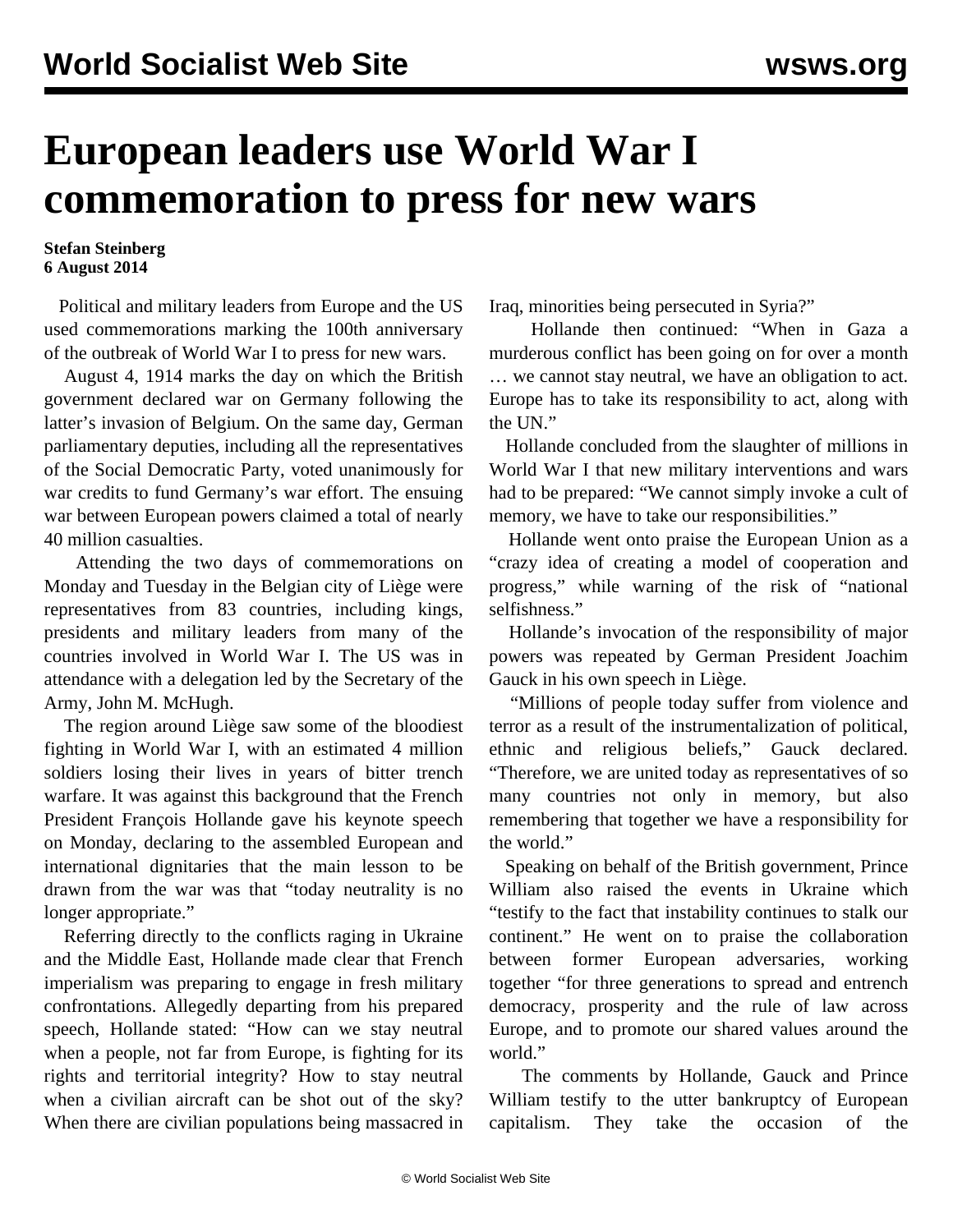# European leaders use World War I commemoration to press for new wars

**Stefan Steinberg**
**6 August 2014**

Political and military leaders from Europe and the US used commemorations marking the 100th anniversary of the outbreak of World War I to press for new wars.

August 4, 1914 marks the day on which the British government declared war on Germany following the latter's invasion of Belgium. On the same day, German parliamentary deputies, including all the representatives of the Social Democratic Party, voted unanimously for war credits to fund Germany's war effort. The ensuing war between European powers claimed a total of nearly 40 million casualties.

Attending the two days of commemorations on Monday and Tuesday in the Belgian city of Liège were representatives from 83 countries, including kings, presidents and military leaders from many of the countries involved in World War I. The US was in attendance with a delegation led by the Secretary of the Army, John M. McHugh.

The region around Liège saw some of the bloodiest fighting in World War I, with an estimated 4 million soldiers losing their lives in years of bitter trench warfare. It was against this background that the French President François Hollande gave his keynote speech on Monday, declaring to the assembled European and international dignitaries that the main lesson to be drawn from the war was that "today neutrality is no longer appropriate."

Referring directly to the conflicts raging in Ukraine and the Middle East, Hollande made clear that French imperialism was preparing to engage in fresh military confrontations. Allegedly departing from his prepared speech, Hollande stated: "How can we stay neutral when a people, not far from Europe, is fighting for its rights and territorial integrity? How to stay neutral when a civilian aircraft can be shot out of the sky? When there are civilian populations being massacred in Iraq, minorities being persecuted in Syria?"

Hollande then continued: "When in Gaza a murderous conflict has been going on for over a month … we cannot stay neutral, we have an obligation to act. Europe has to take its responsibility to act, along with the UN."

Hollande concluded from the slaughter of millions in World War I that new military interventions and wars had to be prepared: "We cannot simply invoke a cult of memory, we have to take our responsibilities."

Hollande went onto praise the European Union as a "crazy idea of creating a model of cooperation and progress," while warning of the risk of "national selfishness."

Hollande's invocation of the responsibility of major powers was repeated by German President Joachim Gauck in his own speech in Liège.

"Millions of people today suffer from violence and terror as a result of the instrumentalization of political, ethnic and religious beliefs," Gauck declared. "Therefore, we are united today as representatives of so many countries not only in memory, but also remembering that together we have a responsibility for the world."

Speaking on behalf of the British government, Prince William also raised the events in Ukraine which "testify to the fact that instability continues to stalk our continent." He went on to praise the collaboration between former European adversaries, working together "for three generations to spread and entrench democracy, prosperity and the rule of law across Europe, and to promote our shared values around the world."

The comments by Hollande, Gauck and Prince William testify to the utter bankruptcy of European capitalism. They take the occasion of the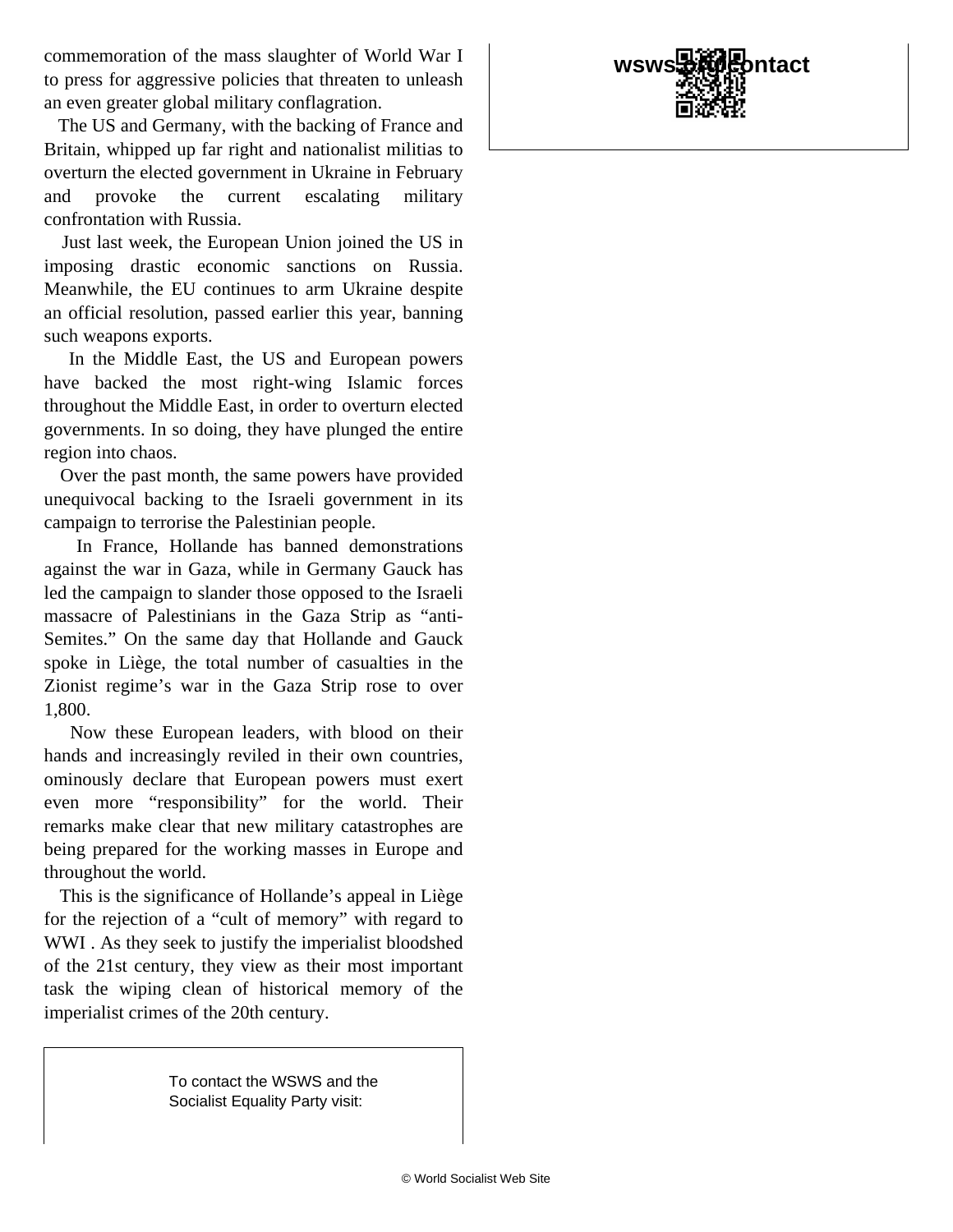commemoration of the mass slaughter of World War I to press for aggressive policies that threaten to unleash an even greater global military conflagration.

The US and Germany, with the backing of France and Britain, whipped up far right and nationalist militias to overturn the elected government in Ukraine in February and provoke the current escalating military confrontation with Russia.

Just last week, the European Union joined the US in imposing drastic economic sanctions on Russia. Meanwhile, the EU continues to arm Ukraine despite an official resolution, passed earlier this year, banning such weapons exports.

In the Middle East, the US and European powers have backed the most right-wing Islamic forces throughout the Middle East, in order to overturn elected governments. In so doing, they have plunged the entire region into chaos.

Over the past month, the same powers have provided unequivocal backing to the Israeli government in its campaign to terrorise the Palestinian people.

In France, Hollande has banned demonstrations against the war in Gaza, while in Germany Gauck has led the campaign to slander those opposed to the Israeli massacre of Palestinians in the Gaza Strip as "anti-Semites." On the same day that Hollande and Gauck spoke in Liège, the total number of casualties in the Zionist regime's war in the Gaza Strip rose to over 1,800.

Now these European leaders, with blood on their hands and increasingly reviled in their own countries, ominously declare that European powers must exert even more "responsibility" for the world. Their remarks make clear that new military catastrophes are being prepared for the working masses in Europe and throughout the world.

This is the significance of Hollande's appeal in Liège for the rejection of a "cult of memory" with regard to WWI . As they seek to justify the imperialist bloodshed of the 21st century, they view as their most important task the wiping clean of historical memory of the imperialist crimes of the 20th century.

To contact the WSWS and the Socialist Equality Party visit:

**wsws.org/contact**